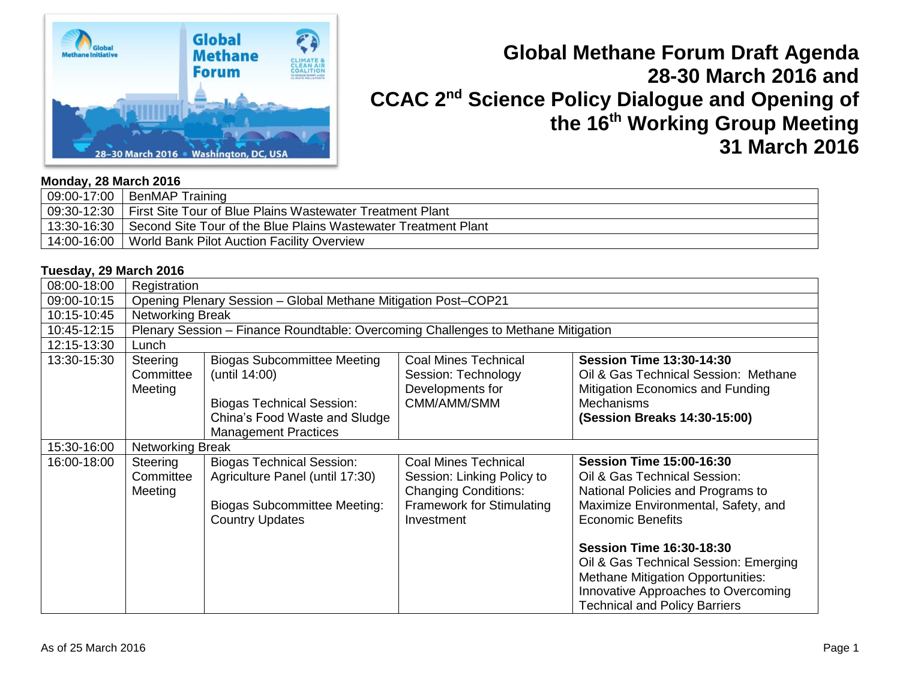# Global Methane Forum Draft Agenda 28-30 March 2016 and CCAC 2nd Science Policy Dialogue and Opening of the 16th Working Group Meeting 31 March 2016

**Monday, 28 March 2016**

| | |
|---|---|
| 09:00-17:00 | BenMAP Training |
| 09:30-12:30 | First Site Tour of Blue Plains Wastewater Treatment Plant |
| 13:30-16:30 | Second Site Tour of the Blue Plains Wastewater Treatment Plant |
| 14:00-16:00 | World Bank Pilot Auction Facility Overview |

**Tuesday, 29 March 2016**

| | | | | |
|---|---|---|---|---|
| 08:00-18:00 | Registration | | | |
| 09:00-10:15 | Opening Plenary Session – Global Methane Mitigation Post–COP21 | | | |
| 10:15-10:45 | Networking Break | | | |
| 10:45-12:15 | Plenary Session – Finance Roundtable: Overcoming Challenges to Methane Mitigation | | | |
| 12:15-13:30 | Lunch | | | |
| 13:30-15:30 | Steering Committee Meeting | Biogas Subcommittee Meeting (until 14:00)<br><br>Biogas Technical Session: China's Food Waste and Sludge Management Practices | Coal Mines Technical Session: Technology Developments for CMM/AMM/SMM | **Session Time 13:30-14:30**<br>Oil & Gas Technical Session: Methane Mitigation Economics and Funding Mechanisms<br>**(Session Breaks 14:30-15:00)** |
| 15:30-16:00 | Networking Break | | | |
| 16:00-18:00 | Steering Committee Meeting | Biogas Technical Session: Agriculture Panel (until 17:30)<br><br>Biogas Subcommittee Meeting: Country Updates | Coal Mines Technical Session: Linking Policy to Changing Conditions: Framework for Stimulating Investment | **Session Time 15:00-16:30**<br>Oil & Gas Technical Session: National Policies and Programs to Maximize Environmental, Safety, and Economic Benefits<br><br>**Session Time 16:30-18:30**<br>Oil & Gas Technical Session: Emerging Methane Mitigation Opportunities: Innovative Approaches to Overcoming Technical and Policy Barriers |

As of 25 March 2016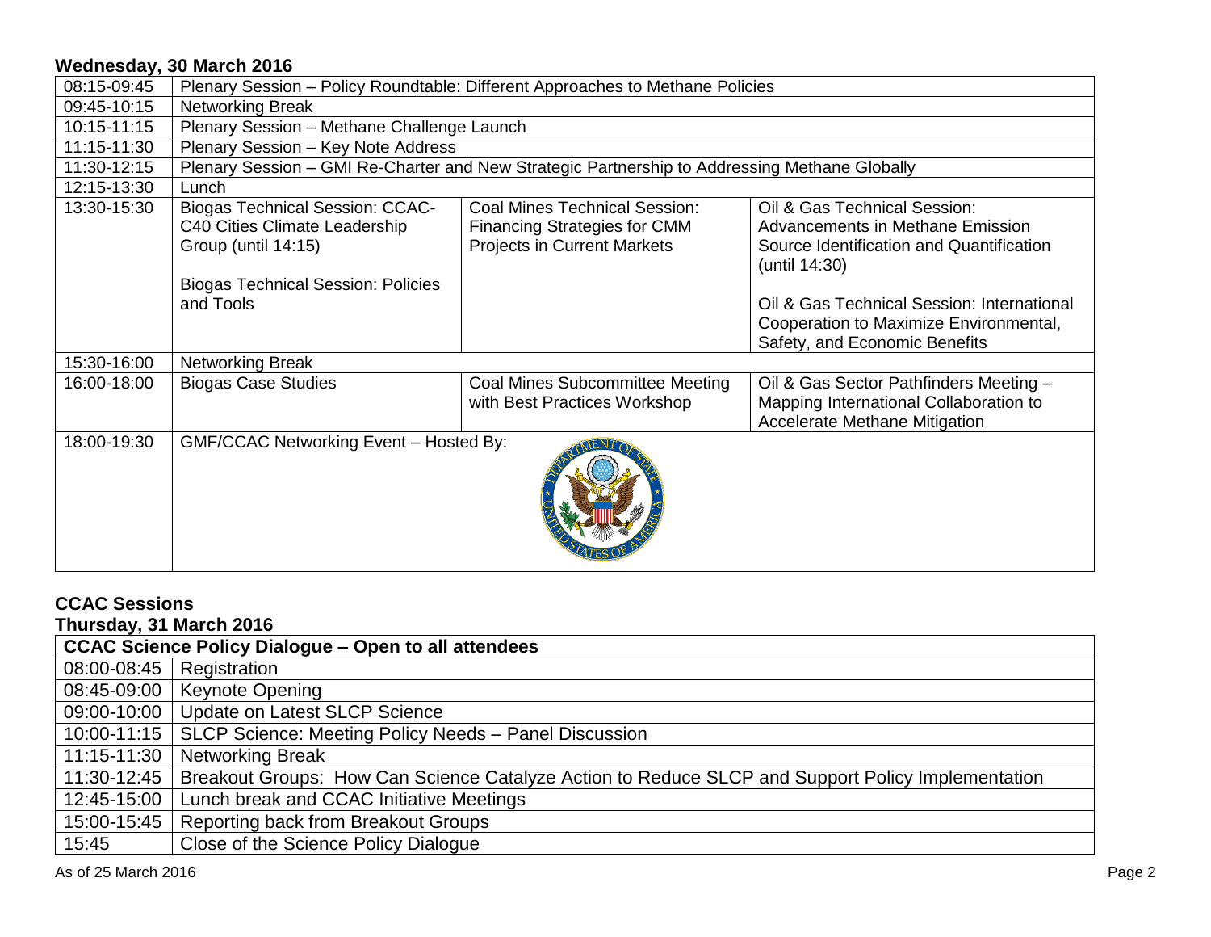## Wednesday, 30 March 2016

| | | | |
|---|---|---|---|
| 08:15-09:45 | Plenary Session – Policy Roundtable: Different Approaches to Methane Policies | | |
| 09:45-10:15 | Networking Break | | |
| 10:15-11:15 | Plenary Session – Methane Challenge Launch | | |
| 11:15-11:30 | Plenary Session – Key Note Address | | |
| 11:30-12:15 | Plenary Session – GMI Re-Charter and New Strategic Partnership to Addressing Methane Globally | | |
| 12:15-13:30 | Lunch | | |
| 13:30-15:30 | Biogas Technical Session: CCAC-C40 Cities Climate Leadership Group (until 14:15)<br><br>Biogas Technical Session: Policies and Tools | Coal Mines Technical Session: Financing Strategies for CMM Projects in Current Markets | Oil & Gas Technical Session: Advancements in Methane Emission Source Identification and Quantification (until 14:30)<br><br>Oil & Gas Technical Session: International Cooperation to Maximize Environmental, Safety, and Economic Benefits |
| 15:30-16:00 | Networking Break | | |
| 16:00-18:00 | Biogas Case Studies | Coal Mines Subcommittee Meeting with Best Practices Workshop | Oil & Gas Sector Pathfinders Meeting – Mapping International Collaboration to Accelerate Methane Mitigation |
| 18:00-19:30 | GMF/CCAC Networking Event – Hosted By: | | |

## CCAC Sessions

### Thursday, 31 March 2016

| CCAC Science Policy Dialogue – Open to all attendees | |
|---|---|
| 08:00-08:45 | Registration |
| 08:45-09:00 | Keynote Opening |
| 09:00-10:00 | Update on Latest SLCP Science |
| 10:00-11:15 | SLCP Science: Meeting Policy Needs – Panel Discussion |
| 11:15-11:30 | Networking Break |
| 11:30-12:45 | Breakout Groups: How Can Science Catalyze Action to Reduce SLCP and Support Policy Implementation |
| 12:45-15:00 | Lunch break and CCAC Initiative Meetings |
| 15:00-15:45 | Reporting back from Breakout Groups |
| 15:45 | Close of the Science Policy Dialogue |

As of 25 March 2016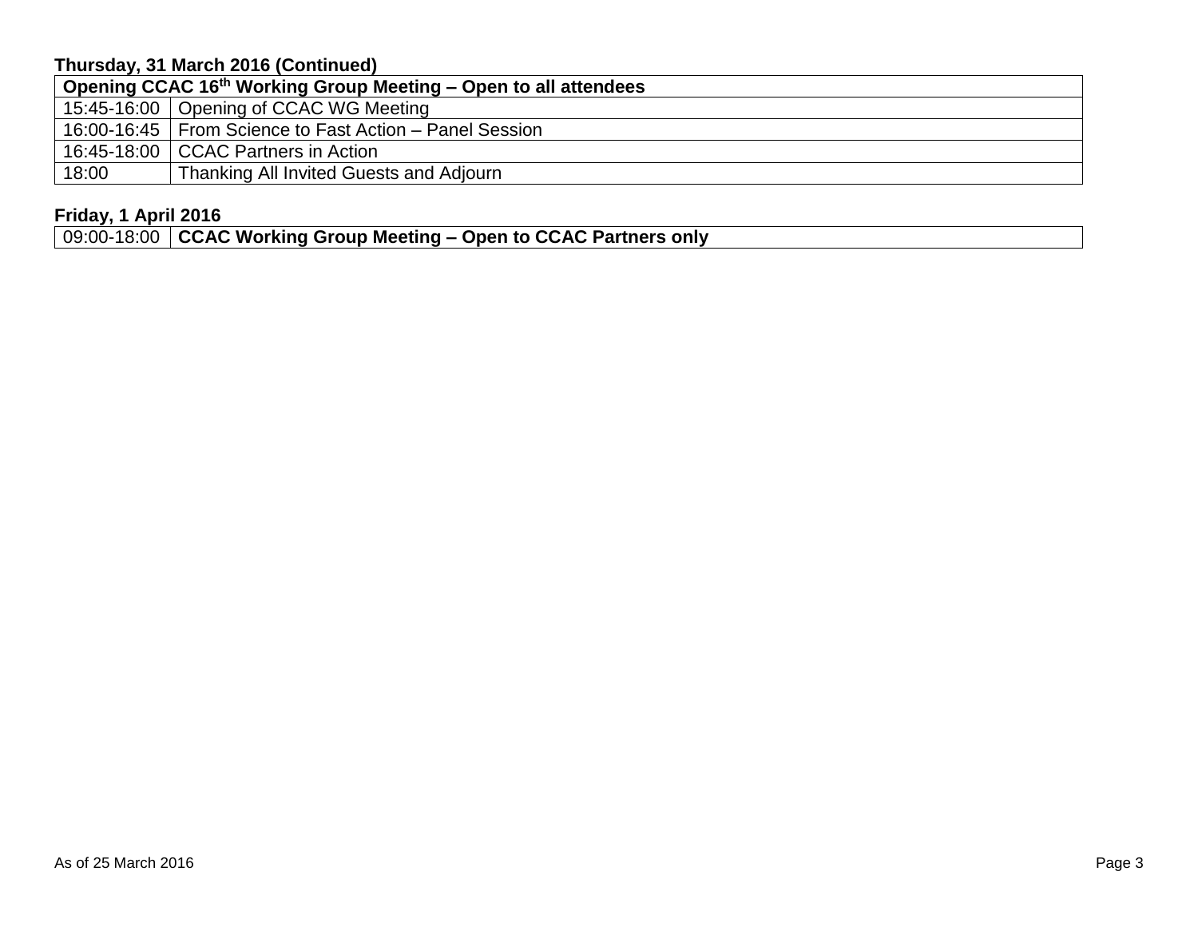**Thursday, 31 March 2016 (Continued)**

| **Opening CCAC 16th Working Group Meeting – Open to all attendees** | |
|---|---|
| 15:45-16:00 | Opening of CCAC WG Meeting |
| 16:00-16:45 | From Science to Fast Action – Panel Session |
| 16:45-18:00 | CCAC Partners in Action |
| 18:00 | Thanking All Invited Guests and Adjourn |

**Friday, 1 April 2016**

| 09:00-18:00 | **CCAC Working Group Meeting – Open to CCAC Partners only** |
|---|---|

As of 25 March 2016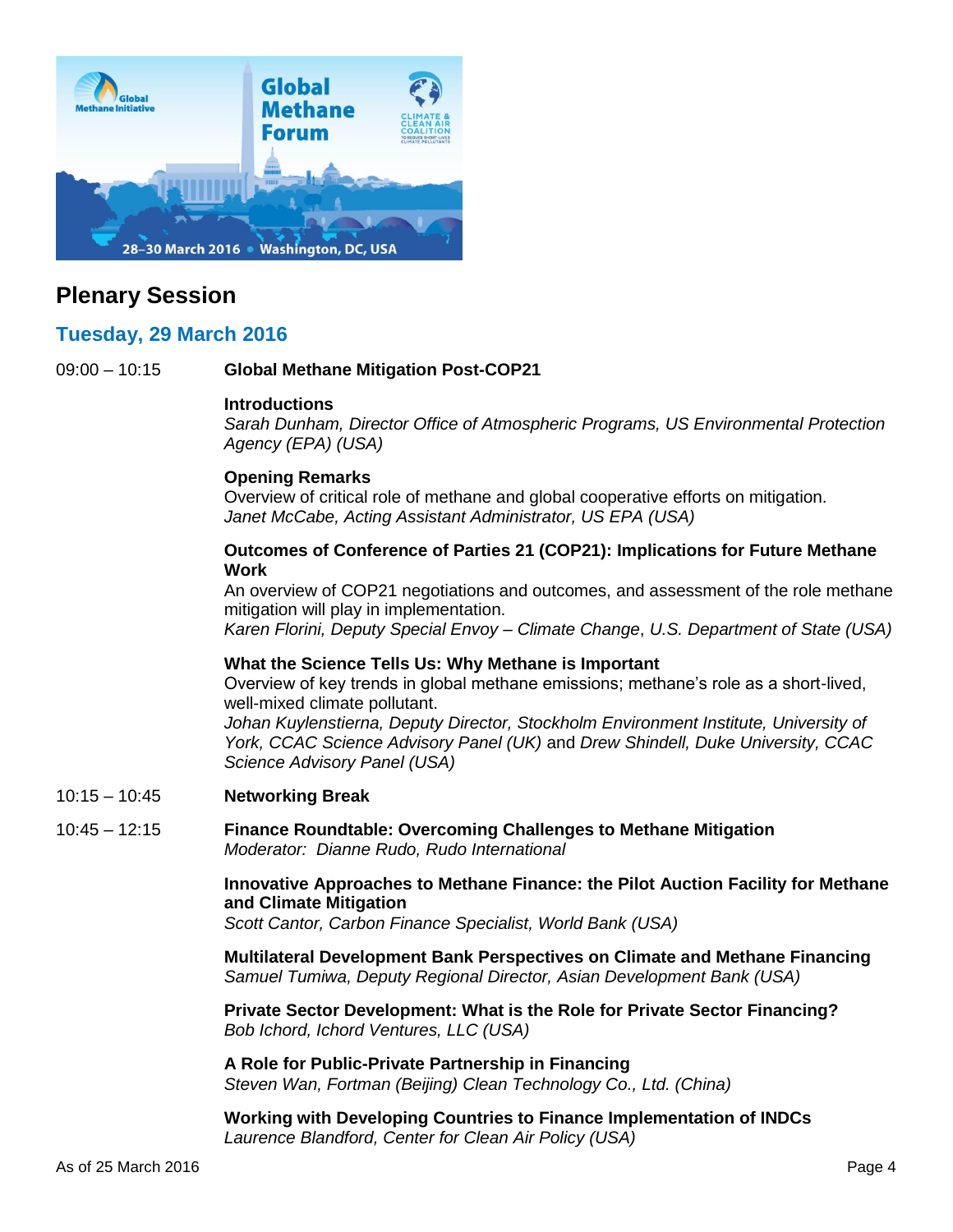## Plenary Session

### Tuesday, 29 March 2016

09:00 – 10:15 **Global Methane Mitigation Post-COP21**

**Introductions**
*Sarah Dunham, Director Office of Atmospheric Programs, US Environmental Protection Agency (EPA) (USA)*

**Opening Remarks**
Overview of critical role of methane and global cooperative efforts on mitigation.
*Janet McCabe, Acting Assistant Administrator, US EPA (USA)*

**Outcomes of Conference of Parties 21 (COP21): Implications for Future Methane Work**
An overview of COP21 negotiations and outcomes, and assessment of the role methane mitigation will play in implementation.
*Karen Florini, Deputy Special Envoy – Climate Change*, *U.S. Department of State (USA)*

**What the Science Tells Us: Why Methane is Important**
Overview of key trends in global methane emissions; methane's role as a short-lived, well-mixed climate pollutant.
*Johan Kuylenstierna, Deputy Director, Stockholm Environment Institute, University of York, CCAC Science Advisory Panel (UK)* and *Drew Shindell, Duke University, CCAC Science Advisory Panel (USA)*

10:15 – 10:45 **Networking Break**

10:45 – 12:15 **Finance Roundtable: Overcoming Challenges to Methane Mitigation**
*Moderator: Dianne Rudo, Rudo International*

**Innovative Approaches to Methane Finance: the Pilot Auction Facility for Methane and Climate Mitigation**
*Scott Cantor, Carbon Finance Specialist, World Bank (USA)*

**Multilateral Development Bank Perspectives on Climate and Methane Financing**
*Samuel Tumiwa, Deputy Regional Director, Asian Development Bank (USA)*

**Private Sector Development: What is the Role for Private Sector Financing?**
*Bob Ichord, Ichord Ventures, LLC (USA)*

**A Role for Public-Private Partnership in Financing**
*Steven Wan, Fortman (Beijing) Clean Technology Co., Ltd. (China)*

**Working with Developing Countries to Finance Implementation of INDCs**
*Laurence Blandford, Center for Clean Air Policy (USA)*

As of 25 March 2016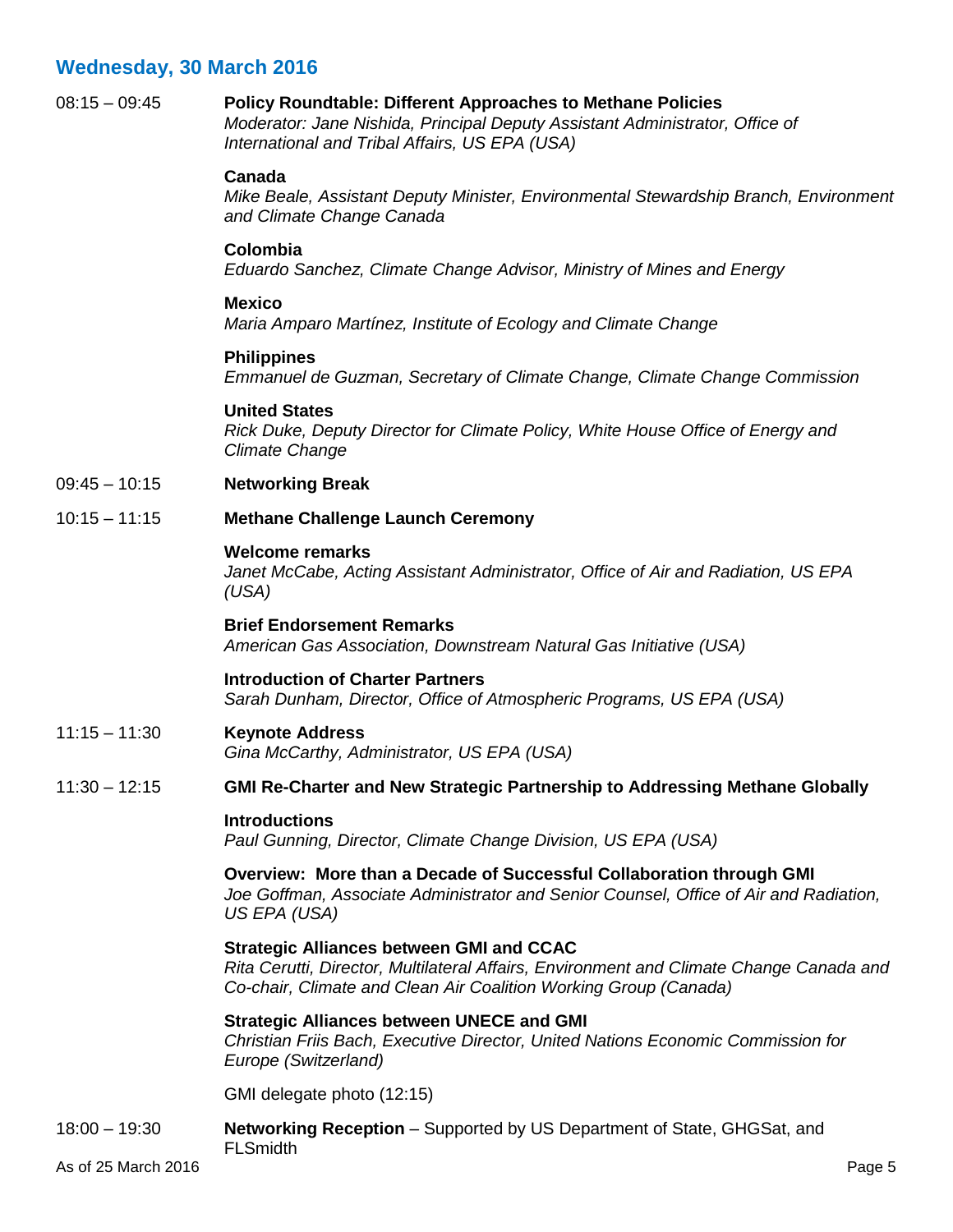## Wednesday, 30 March 2016

08:15 – 09:45 **Policy Roundtable: Different Approaches to Methane Policies**
*Moderator: Jane Nishida, Principal Deputy Assistant Administrator, Office of International and Tribal Affairs, US EPA (USA)*

**Canada**
*Mike Beale, Assistant Deputy Minister, Environmental Stewardship Branch, Environment and Climate Change Canada*

**Colombia**
*Eduardo Sanchez, Climate Change Advisor, Ministry of Mines and Energy*

**Mexico**
*Maria Amparo Martínez, Institute of Ecology and Climate Change*

**Philippines**
*Emmanuel de Guzman, Secretary of Climate Change, Climate Change Commission*

**United States**
*Rick Duke, Deputy Director for Climate Policy, White House Office of Energy and Climate Change*

09:45 – 10:15 **Networking Break**

10:15 – 11:15 **Methane Challenge Launch Ceremony**

**Welcome remarks**
*Janet McCabe, Acting Assistant Administrator, Office of Air and Radiation, US EPA (USA)*

**Brief Endorsement Remarks**
*American Gas Association, Downstream Natural Gas Initiative (USA)*

**Introduction of Charter Partners**
*Sarah Dunham, Director, Office of Atmospheric Programs, US EPA (USA)*

11:15 – 11:30 **Keynote Address**
*Gina McCarthy, Administrator, US EPA (USA)*

11:30 – 12:15 **GMI Re-Charter and New Strategic Partnership to Addressing Methane Globally**

**Introductions**
*Paul Gunning, Director, Climate Change Division, US EPA (USA)*

**Overview: More than a Decade of Successful Collaboration through GMI**
*Joe Goffman, Associate Administrator and Senior Counsel, Office of Air and Radiation, US EPA (USA)*

**Strategic Alliances between GMI and CCAC**
*Rita Cerutti, Director, Multilateral Affairs, Environment and Climate Change Canada and Co-chair, Climate and Clean Air Coalition Working Group (Canada)*

**Strategic Alliances between UNECE and GMI**
*Christian Friis Bach, Executive Director, United Nations Economic Commission for Europe (Switzerland)*

GMI delegate photo (12:15)

18:00 – 19:30 **Networking Reception** – Supported by US Department of State, GHGSat, and FLSmidth

As of 25 March 2016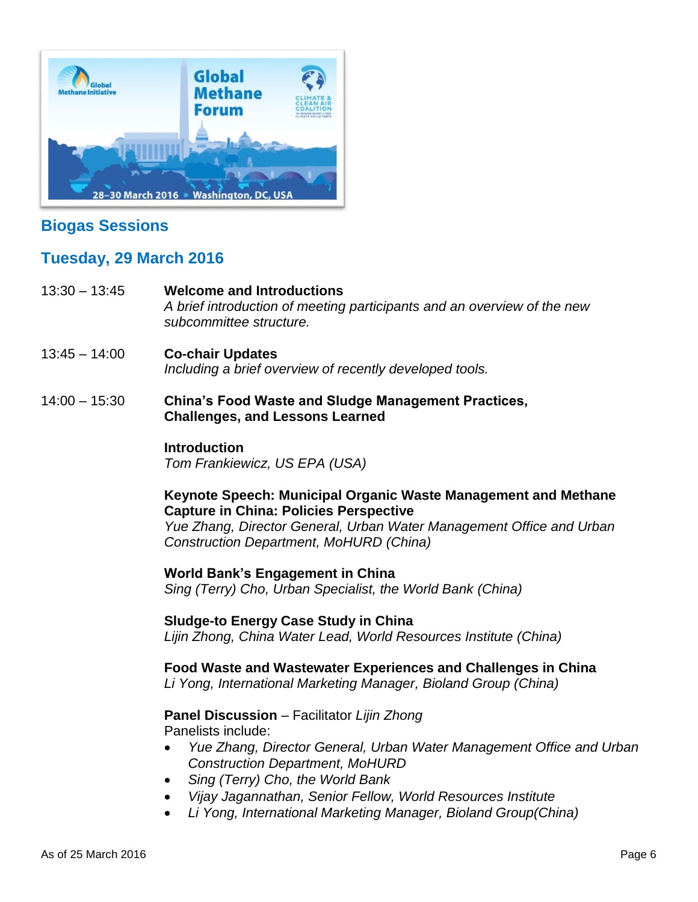## Biogas Sessions

## Tuesday, 29 March 2016

13:30 – 13:45 **Welcome and Introductions**
*A brief introduction of meeting participants and an overview of the new subcommittee structure.*

13:45 – 14:00 **Co-chair Updates**
*Including a brief overview of recently developed tools.*

14:00 – 15:30 **China's Food Waste and Sludge Management Practices, Challenges, and Lessons Learned**

**Introduction**
*Tom Frankiewicz, US EPA (USA)*

**Keynote Speech: Municipal Organic Waste Management and Methane Capture in China: Policies Perspective**
*Yue Zhang, Director General, Urban Water Management Office and Urban Construction Department, MoHURD (China)*

**World Bank's Engagement in China**
*Sing (Terry) Cho, Urban Specialist, the World Bank (China)*

**Sludge-to Energy Case Study in China**
*Lijin Zhong, China Water Lead, World Resources Institute (China)*

**Food Waste and Wastewater Experiences and Challenges in China**
*Li Yong, International Marketing Manager, Bioland Group (China)*

**Panel Discussion** – Facilitator *Lijin Zhong*
Panelists include:

- *Yue Zhang, Director General, Urban Water Management Office and Urban Construction Department, MoHURD*
- *Sing (Terry) Cho, the World Bank*
- *Vijay Jagannathan, Senior Fellow, World Resources Institute*
- *Li Yong, International Marketing Manager, Bioland Group(China)*

As of 25 March 2016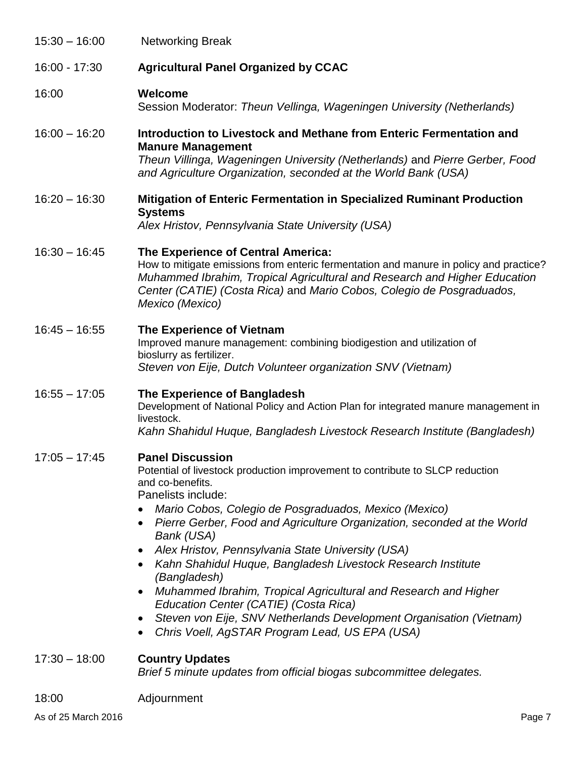15:30 – 16:00 Networking Break

16:00 - 17:30 **Agricultural Panel Organized by CCAC**

16:00 **Welcome**
Session Moderator: *Theun Vellinga, Wageningen University (Netherlands)*

16:00 – 16:20 **Introduction to Livestock and Methane from Enteric Fermentation and Manure Management**
*Theun Villinga, Wageningen University (Netherlands)* and *Pierre Gerber, Food and Agriculture Organization, seconded at the World Bank (USA)*

16:20 – 16:30 **Mitigation of Enteric Fermentation in Specialized Ruminant Production Systems**
*Alex Hristov, Pennsylvania State University (USA)*

16:30 – 16:45 **The Experience of Central America:**
How to mitigate emissions from enteric fermentation and manure in policy and practice?
*Muhammed Ibrahim, Tropical Agricultural and Research and Higher Education Center (CATIE) (Costa Rica)* and *Mario Cobos, Colegio de Posgraduados, Mexico (Mexico)*

16:45 – 16:55 **The Experience of Vietnam**
Improved manure management: combining biodigestion and utilization of bioslurry as fertilizer.
*Steven von Eije, Dutch Volunteer organization SNV (Vietnam)*

16:55 – 17:05 **The Experience of Bangladesh**
Development of National Policy and Action Plan for integrated manure management in livestock.
*Kahn Shahidul Huque, Bangladesh Livestock Research Institute (Bangladesh)*

17:05 – 17:45 **Panel Discussion**
Potential of livestock production improvement to contribute to SLCP reduction and co-benefits.
Panelists include:

- *Mario Cobos, Colegio de Posgraduados, Mexico (Mexico)*
- *Pierre Gerber, Food and Agriculture Organization, seconded at the World Bank (USA)*
- *Alex Hristov, Pennsylvania State University (USA)*
- *Kahn Shahidul Huque, Bangladesh Livestock Research Institute (Bangladesh)*
- *Muhammed Ibrahim, Tropical Agricultural and Research and Higher Education Center (CATIE) (Costa Rica)*
- *Steven von Eije, SNV Netherlands Development Organisation (Vietnam)*
- *Chris Voell, AgSTAR Program Lead, US EPA (USA)*

17:30 – 18:00 **Country Updates**
*Brief 5 minute updates from official biogas subcommittee delegates.*

18:00 Adjournment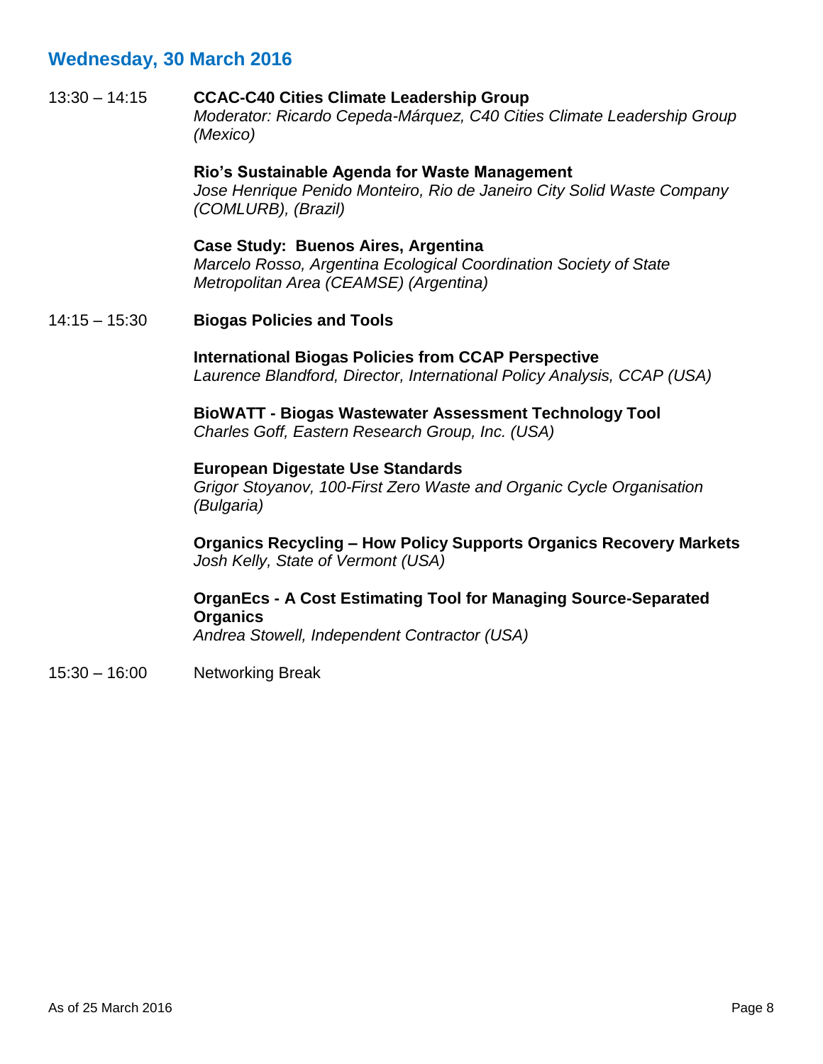## Wednesday, 30 March 2016

13:30 – 14:15 **CCAC-C40 Cities Climate Leadership Group**
*Moderator: Ricardo Cepeda-Márquez, C40 Cities Climate Leadership Group (Mexico)*

**Rio's Sustainable Agenda for Waste Management**
*Jose Henrique Penido Monteiro, Rio de Janeiro City Solid Waste Company (COMLURB), (Brazil)*

**Case Study: Buenos Aires, Argentina**
*Marcelo Rosso, Argentina Ecological Coordination Society of State Metropolitan Area (CEAMSE) (Argentina)*

14:15 – 15:30 **Biogas Policies and Tools**

**International Biogas Policies from CCAP Perspective**
*Laurence Blandford, Director, International Policy Analysis, CCAP (USA)*

**BioWATT - Biogas Wastewater Assessment Technology Tool**
*Charles Goff, Eastern Research Group, Inc. (USA)*

**European Digestate Use Standards**
*Grigor Stoyanov, 100-First Zero Waste and Organic Cycle Organisation (Bulgaria)*

**Organics Recycling – How Policy Supports Organics Recovery Markets**
*Josh Kelly, State of Vermont (USA)*

**OrganEcs - A Cost Estimating Tool for Managing Source-Separated Organics**
*Andrea Stowell, Independent Contractor (USA)*

15:30 – 16:00 Networking Break

As of 25 March 2016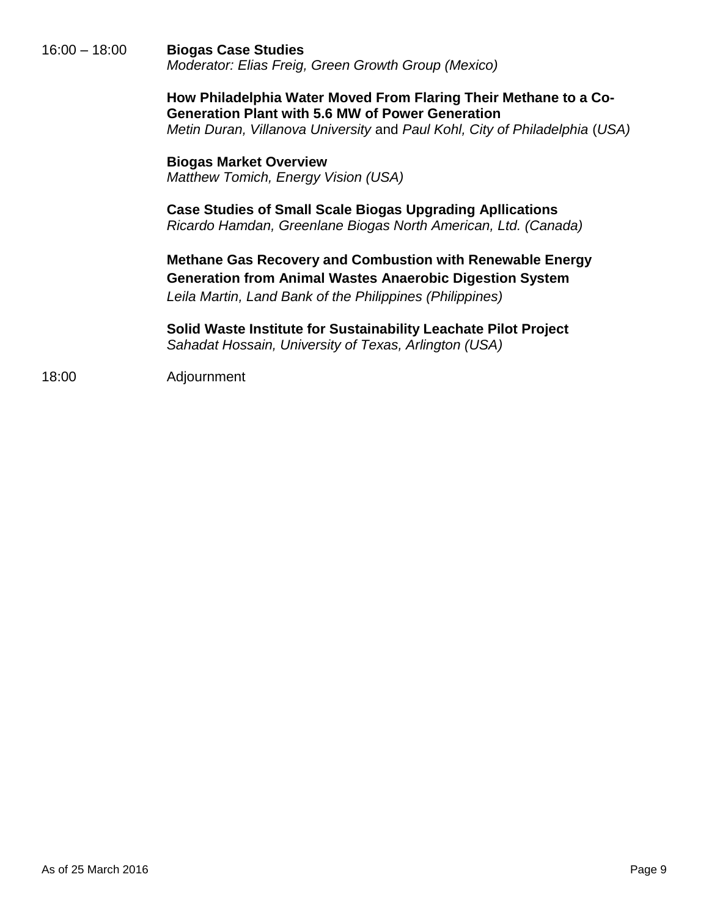16:00 – 18:00 **Biogas Case Studies**
*Moderator: Elias Freig, Green Growth Group (Mexico)*

**How Philadelphia Water Moved From Flaring Their Methane to a Co-Generation Plant with 5.6 MW of Power Generation**
*Metin Duran, Villanova University* and *Paul Kohl, City of Philadelphia* (*USA)*

**Biogas Market Overview**
*Matthew Tomich, Energy Vision (USA)*

**Case Studies of Small Scale Biogas Upgrading Apllications**
*Ricardo Hamdan, Greenlane Biogas North American, Ltd. (Canada)*

**Methane Gas Recovery and Combustion with Renewable Energy Generation from Animal Wastes Anaerobic Digestion System**
*Leila Martin, Land Bank of the Philippines (Philippines)*

**Solid Waste Institute for Sustainability Leachate Pilot Project**
*Sahadat Hossain, University of Texas, Arlington (USA)*

18:00 Adjournment

As of 25 March 2016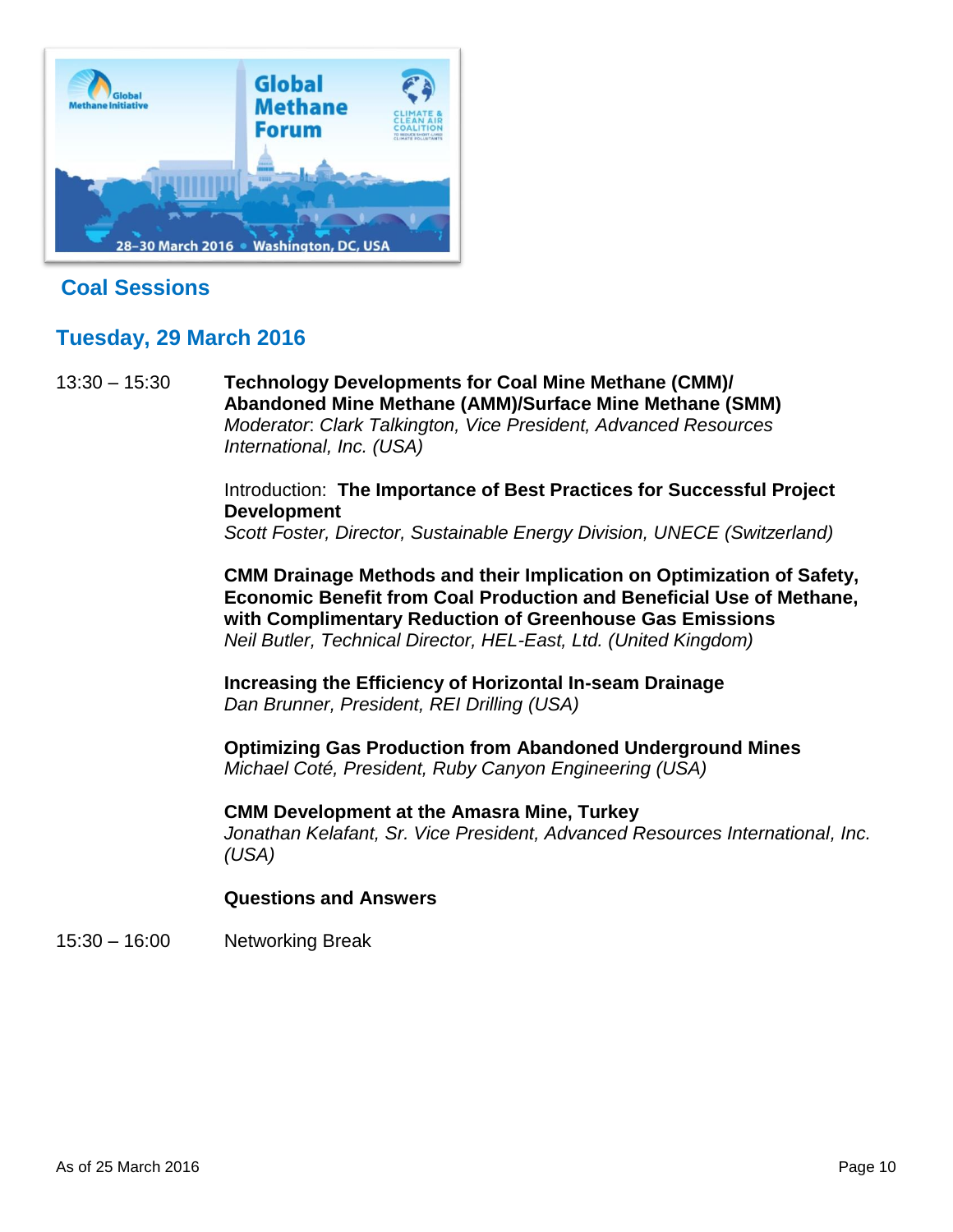## Coal Sessions

## Tuesday, 29 March 2016

13:30 – 15:30 **Technology Developments for Coal Mine Methane (CMM)/ Abandoned Mine Methane (AMM)/Surface Mine Methane (SMM)**
*Moderator: Clark Talkington, Vice President, Advanced Resources International, Inc. (USA)*

Introduction: **The Importance of Best Practices for Successful Project Development**
*Scott Foster, Director, Sustainable Energy Division, UNECE (Switzerland)*

**CMM Drainage Methods and their Implication on Optimization of Safety, Economic Benefit from Coal Production and Beneficial Use of Methane, with Complimentary Reduction of Greenhouse Gas Emissions**
*Neil Butler, Technical Director, HEL-East, Ltd. (United Kingdom)*

**Increasing the Efficiency of Horizontal In-seam Drainage**
*Dan Brunner, President, REI Drilling (USA)*

**Optimizing Gas Production from Abandoned Underground Mines**
*Michael Coté, President, Ruby Canyon Engineering (USA)*

**CMM Development at the Amasra Mine, Turkey**
*Jonathan Kelafant, Sr. Vice President, Advanced Resources International, Inc. (USA)*

**Questions and Answers**

15:30 – 16:00 Networking Break

As of 25 March 2016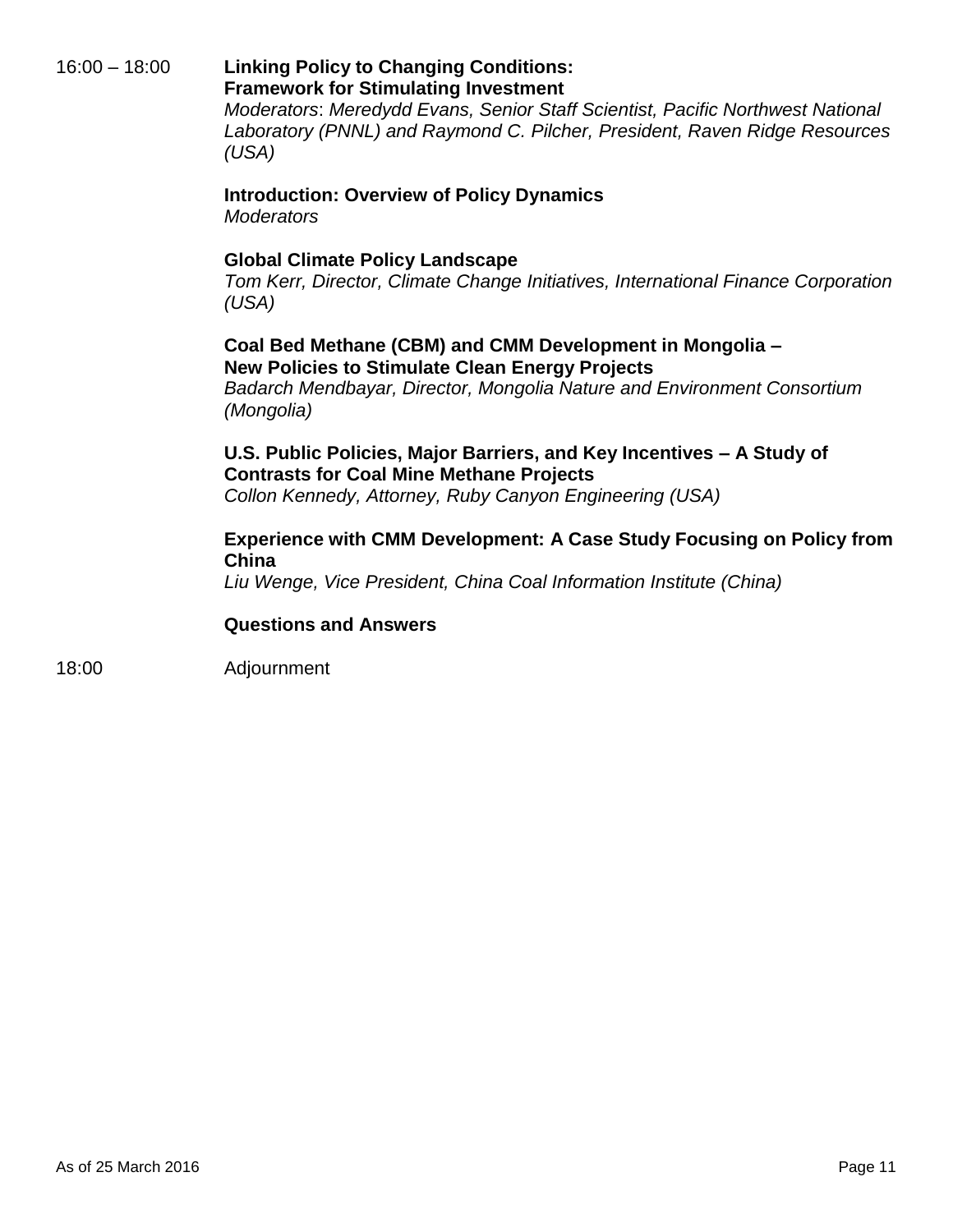16:00 – 18:00 **Linking Policy to Changing Conditions: Framework for Stimulating Investment**
*Moderators*: *Meredydd Evans, Senior Staff Scientist, Pacific Northwest National Laboratory (PNNL) and Raymond C. Pilcher, President, Raven Ridge Resources (USA)*

**Introduction: Overview of Policy Dynamics**
*Moderators*

**Global Climate Policy Landscape**
*Tom Kerr, Director, Climate Change Initiatives, International Finance Corporation (USA)*

**Coal Bed Methane (CBM) and CMM Development in Mongolia – New Policies to Stimulate Clean Energy Projects**
*Badarch Mendbayar, Director, Mongolia Nature and Environment Consortium (Mongolia)*

**U.S. Public Policies, Major Barriers, and Key Incentives – A Study of Contrasts for Coal Mine Methane Projects**
*Collon Kennedy, Attorney, Ruby Canyon Engineering (USA)*

**Experience with CMM Development: A Case Study Focusing on Policy from China**
*Liu Wenge, Vice President, China Coal Information Institute (China)*

**Questions and Answers**

18:00 Adjournment

As of 25 March 2016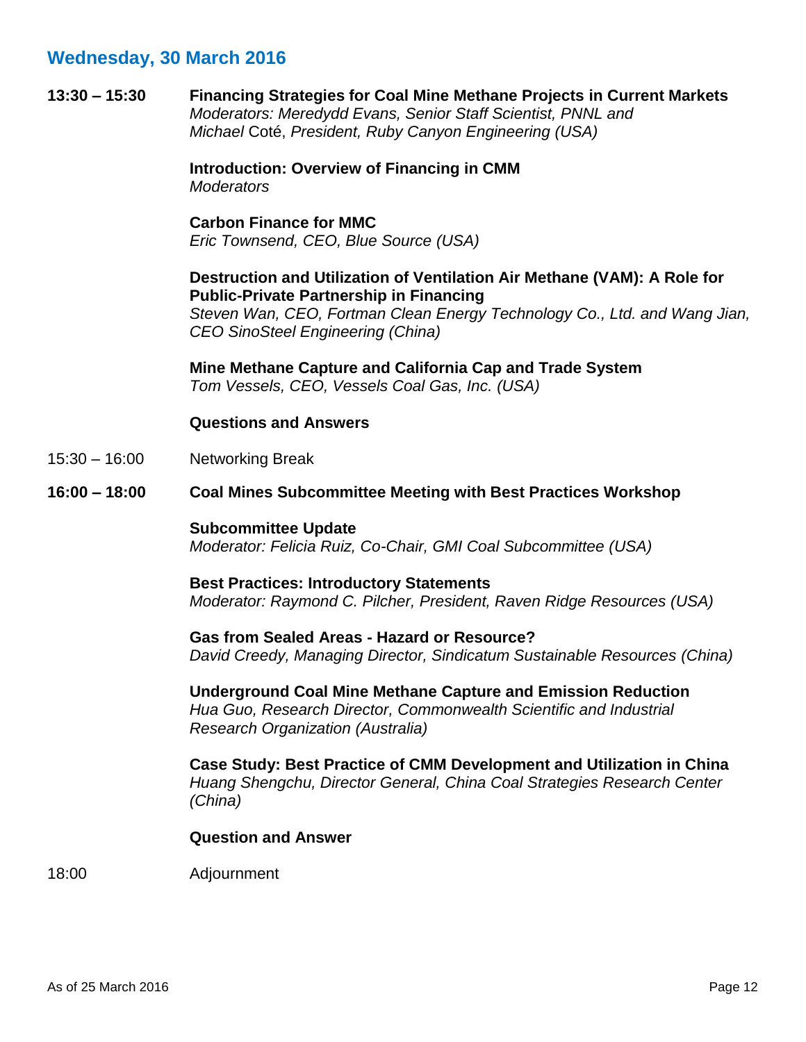## Wednesday, 30 March 2016

**13:30 – 15:30** **Financing Strategies for Coal Mine Methane Projects in Current Markets**
*Moderators: Meredydd Evans, Senior Staff Scientist, PNNL and Michael* Coté, *President, Ruby Canyon Engineering (USA)*

**Introduction: Overview of Financing in CMM**
*Moderators*

**Carbon Finance for MMC**
*Eric Townsend, CEO, Blue Source (USA)*

**Destruction and Utilization of Ventilation Air Methane (VAM): A Role for Public-Private Partnership in Financing**
*Steven Wan, CEO, Fortman Clean Energy Technology Co., Ltd. and Wang Jian, CEO SinoSteel Engineering (China)*

**Mine Methane Capture and California Cap and Trade System**
*Tom Vessels, CEO, Vessels Coal Gas, Inc. (USA)*

**Questions and Answers**

15:30 – 16:00 Networking Break

**16:00 – 18:00** **Coal Mines Subcommittee Meeting with Best Practices Workshop**

**Subcommittee Update**
*Moderator: Felicia Ruiz, Co-Chair, GMI Coal Subcommittee (USA)*

**Best Practices: Introductory Statements**
*Moderator: Raymond C. Pilcher, President, Raven Ridge Resources (USA)*

**Gas from Sealed Areas - Hazard or Resource?**
*David Creedy, Managing Director, Sindicatum Sustainable Resources (China)*

**Underground Coal Mine Methane Capture and Emission Reduction**
*Hua Guo, Research Director, Commonwealth Scientific and Industrial Research Organization (Australia)*

**Case Study: Best Practice of CMM Development and Utilization in China**
*Huang Shengchu, Director General, China Coal Strategies Research Center (China)*

**Question and Answer**

18:00 Adjournment

As of 25 March 2016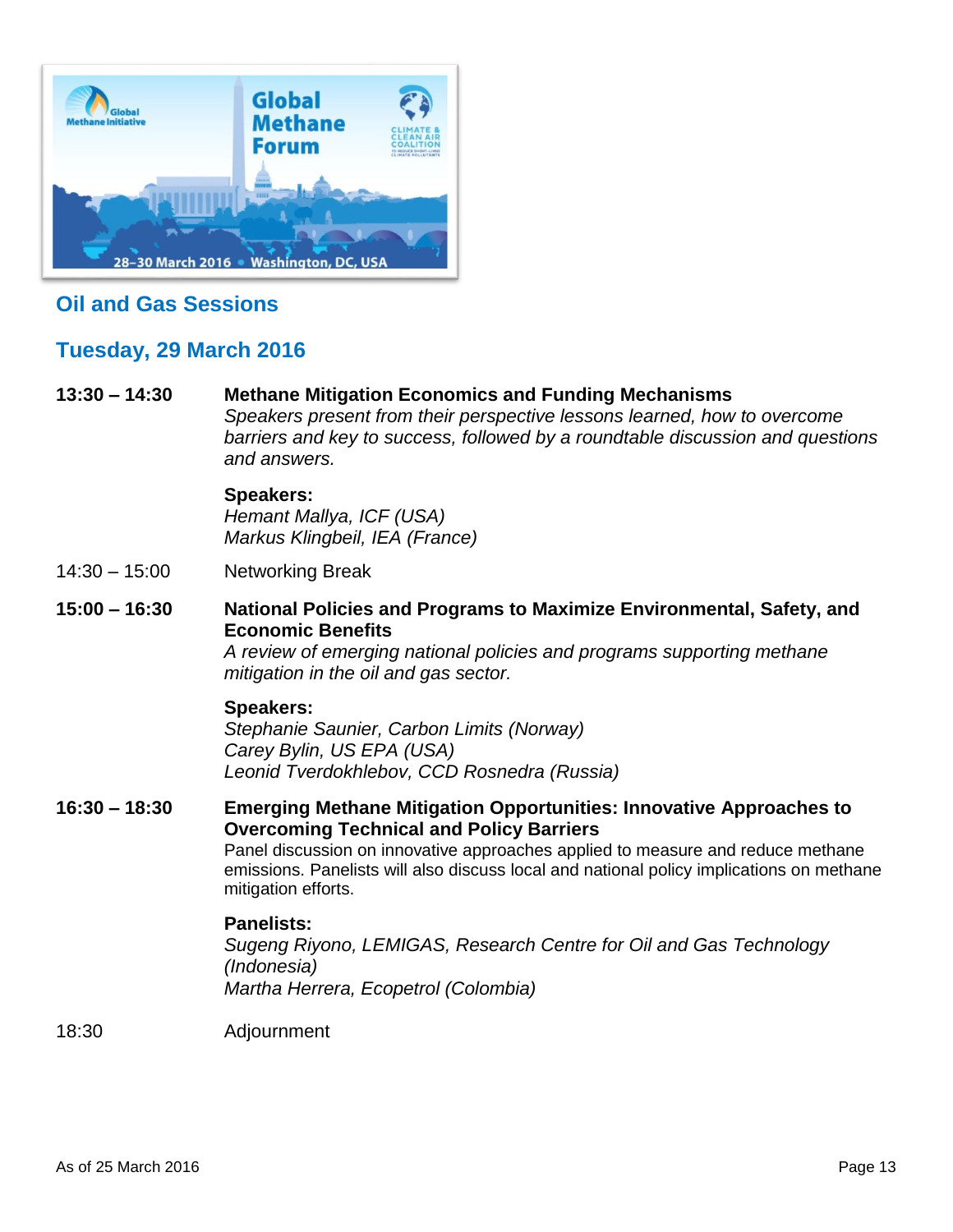## Oil and Gas Sessions

## Tuesday, 29 March 2016

**13:30 – 14:30** **Methane Mitigation Economics and Funding Mechanisms**

*Speakers present from their perspective lessons learned, how to overcome barriers and key to success, followed by a roundtable discussion and questions and answers.*

**Speakers:**
*Hemant Mallya, ICF (USA)*
*Markus Klingbeil, IEA (France)*

14:30 – 15:00 Networking Break

**15:00 – 16:30** **National Policies and Programs to Maximize Environmental, Safety, and Economic Benefits**

*A review of emerging national policies and programs supporting methane mitigation in the oil and gas sector.*

**Speakers:**
*Stephanie Saunier, Carbon Limits (Norway)*
*Carey Bylin, US EPA (USA)*
*Leonid Tverdokhlebov, CCD Rosnedra (Russia)*

**16:30 – 18:30** **Emerging Methane Mitigation Opportunities: Innovative Approaches to Overcoming Technical and Policy Barriers**

Panel discussion on innovative approaches applied to measure and reduce methane emissions. Panelists will also discuss local and national policy implications on methane mitigation efforts.

**Panelists:**
*Sugeng Riyono, LEMIGAS, Research Centre for Oil and Gas Technology (Indonesia)*
*Martha Herrera, Ecopetrol (Colombia)*

18:30 Adjournment

As of 25 March 2016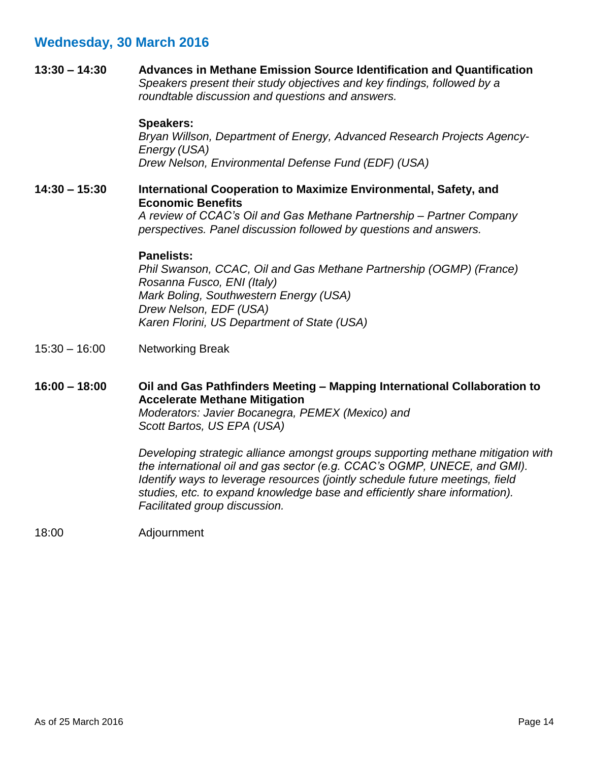## Wednesday, 30 March 2016

**13:30 – 14:30** **Advances in Methane Emission Source Identification and Quantification**

*Speakers present their study objectives and key findings, followed by a roundtable discussion and questions and answers.*

**Speakers:**

*Bryan Willson, Department of Energy, Advanced Research Projects Agency-Energy (USA)*
*Drew Nelson, Environmental Defense Fund (EDF) (USA)*

**14:30 – 15:30** **International Cooperation to Maximize Environmental, Safety, and Economic Benefits**

*A review of CCAC's Oil and Gas Methane Partnership – Partner Company perspectives. Panel discussion followed by questions and answers.*

**Panelists:**

*Phil Swanson, CCAC, Oil and Gas Methane Partnership (OGMP) (France)*
*Rosanna Fusco, ENI (Italy)*
*Mark Boling, Southwestern Energy (USA)*
*Drew Nelson, EDF (USA)*
*Karen Florini, US Department of State (USA)*

15:30 – 16:00 Networking Break

**16:00 – 18:00** **Oil and Gas Pathfinders Meeting – Mapping International Collaboration to Accelerate Methane Mitigation**

*Moderators: Javier Bocanegra, PEMEX (Mexico) and*
*Scott Bartos, US EPA (USA)*

*Developing strategic alliance amongst groups supporting methane mitigation with the international oil and gas sector (e.g. CCAC's OGMP, UNECE, and GMI). Identify ways to leverage resources (jointly schedule future meetings, field studies, etc. to expand knowledge base and efficiently share information). Facilitated group discussion.*

18:00 Adjournment

As of 25 March 2016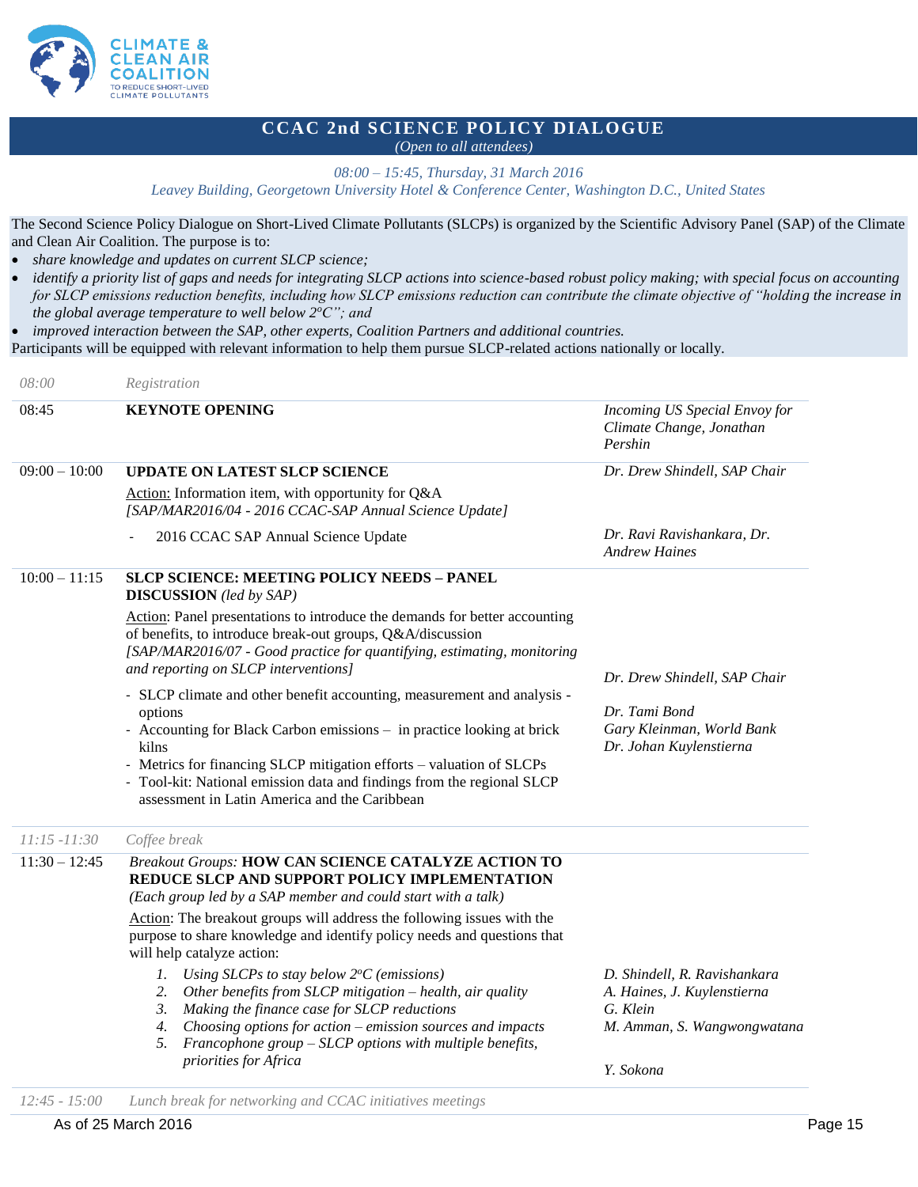# CCAC 2nd SCIENCE POLICY DIALOGUE

*(Open to all attendees)*

*08:00 – 15:45, Thursday, 31 March 2016*
*Leavey Building, Georgetown University Hotel & Conference Center, Washington D.C., United States*

The Second Science Policy Dialogue on Short-Lived Climate Pollutants (SLCPs) is organized by the Scientific Advisory Panel (SAP) of the Climate and Clean Air Coalition. The purpose is to:

- *share knowledge and updates on current SLCP science;*
- *identify a priority list of gaps and needs for integrating SLCP actions into science-based robust policy making; with special focus on accounting for SLCP emissions reduction benefits, including how SLCP emissions reduction can contribute the climate objective of "holding the increase in the global average temperature to well below 2°C"; and*
- *improved interaction between the SAP, other experts, Coalition Partners and additional countries.*

Participants will be equipped with relevant information to help them pursue SLCP-related actions nationally or locally.

| Time | Session | Speaker |
|---|---|---|
| *08:00* | *Registration* | |
| 08:45 | **KEYNOTE OPENING** | *Incoming US Special Envoy for Climate Change, Jonathan Pershin* |
| 09:00 – 10:00 | **UPDATE ON LATEST SLCP SCIENCE**<br>Action: Information item, with opportunity for Q&A<br>*[SAP/MAR2016/04 - 2016 CCAC-SAP Annual Science Update]*<br>- 2016 CCAC SAP Annual Science Update | *Dr. Drew Shindell, SAP Chair*<br><br><br>*Dr. Ravi Ravishankara, Dr. Andrew Haines* |
| 10:00 – 11:15 | **SLCP SCIENCE: MEETING POLICY NEEDS – PANEL DISCUSSION** *(led by SAP)*<br>Action: Panel presentations to introduce the demands for better accounting of benefits, to introduce break-out groups, Q&A/discussion<br>*[SAP/MAR2016/07 - Good practice for quantifying, estimating, monitoring and reporting on SLCP interventions]*<br>- SLCP climate and other benefit accounting, measurement and analysis - options<br>- Accounting for Black Carbon emissions – in practice looking at brick kilns<br>- Metrics for financing SLCP mitigation efforts – valuation of SLCPs<br>- Tool-kit: National emission data and findings from the regional SLCP assessment in Latin America and the Caribbean | *Dr. Drew Shindell, SAP Chair*<br><br>*Dr. Tami Bond*<br>*Gary Kleinman, World Bank*<br>*Dr. Johan Kuylenstierna* |
| *11:15 -11:30* | *Coffee break* | |
| 11:30 – 12:45 | *Breakout Groups:* **HOW CAN SCIENCE CATALYZE ACTION TO REDUCE SLCP AND SUPPORT POLICY IMPLEMENTATION**<br>*(Each group led by a SAP member and could start with a talk)*<br>Action: The breakout groups will address the following issues with the purpose to share knowledge and identify policy needs and questions that will help catalyze action:<br>1. *Using SLCPs to stay below 2°C (emissions)*<br>2. *Other benefits from SLCP mitigation – health, air quality*<br>3. *Making the finance case for SLCP reductions*<br>4. *Choosing options for action – emission sources and impacts*<br>5. *Francophone group – SLCP options with multiple benefits, priorities for Africa* | *D. Shindell, R. Ravishankara*<br>*A. Haines, J. Kuylenstierna*<br>*G. Klein*<br>*M. Amman, S. Wangwongwatana*<br><br>*Y. Sokona* |
| *12:45 - 15:00* | *Lunch break for networking and CCAC initiatives meetings* | |

As of 25 March 2016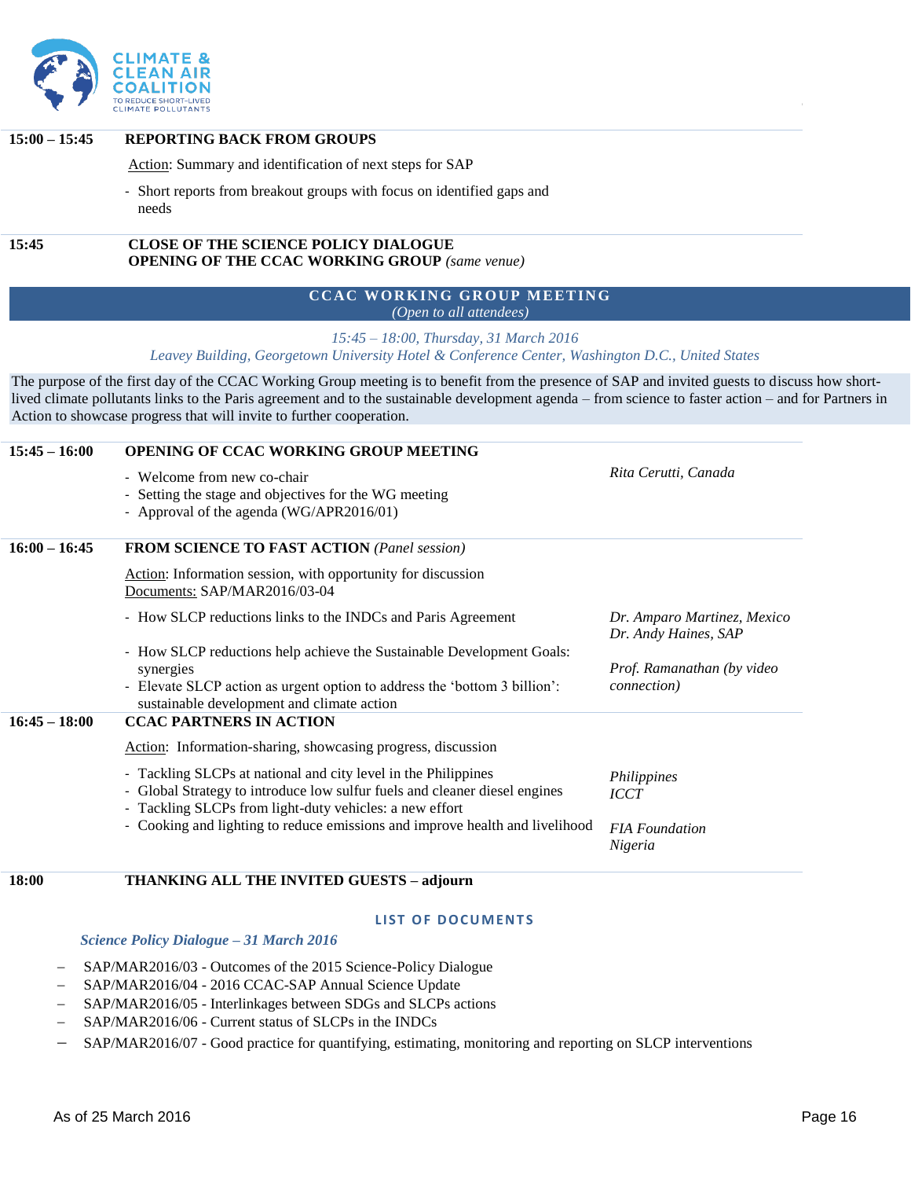| | | |
|---|---|---|
| **15:00 – 15:45** | **REPORTING BACK FROM GROUPS**<br><br>Action: Summary and identification of next steps for SAP<br><br>- Short reports from breakout groups with focus on identified gaps and needs | |
| **15:45** | **CLOSE OF THE SCIENCE POLICY DIALOGUE**<br>**OPENING OF THE CCAC WORKING GROUP** *(same venue)* | |

## CCAC WORKING GROUP MEETING

*(Open to all attendees)*

*15:45 – 18:00, Thursday, 31 March 2016*

*Leavey Building, Georgetown University Hotel & Conference Center, Washington D.C., United States*

The purpose of the first day of the CCAC Working Group meeting is to benefit from the presence of SAP and invited guests to discuss how short-lived climate pollutants links to the Paris agreement and to the sustainable development agenda – from science to faster action – and for Partners in Action to showcase progress that will invite to further cooperation.

| | | |
|---|---|---|
| **15:45 – 16:00** | **OPENING OF CCAC WORKING GROUP MEETING**<br><br>- Welcome from new co-chair<br>- Setting the stage and objectives for the WG meeting<br>- Approval of the agenda (WG/APR2016/01) | *Rita Cerutti, Canada* |
| **16:00 – 16:45** | **FROM SCIENCE TO FAST ACTION** *(Panel session)*<br><br>Action: Information session, with opportunity for discussion<br>Documents: SAP/MAR2016/03-04<br><br>- How SLCP reductions links to the INDCs and Paris Agreement<br>- How SLCP reductions help achieve the Sustainable Development Goals: synergies<br>- Elevate SLCP action as urgent option to address the 'bottom 3 billion': sustainable development and climate action | *Dr. Amparo Martinez, Mexico*<br>*Dr. Andy Haines, SAP*<br><br>*Prof. Ramanathan (by video connection)* |
| **16:45 – 18:00** | **CCAC PARTNERS IN ACTION**<br><br>Action: Information-sharing, showcasing progress, discussion<br><br>- Tackling SLCPs at national and city level in the Philippines<br>- Global Strategy to introduce low sulfur fuels and cleaner diesel engines<br>- Tackling SLCPs from light-duty vehicles: a new effort<br>- Cooking and lighting to reduce emissions and improve health and livelihood | *Philippines*<br>*ICCT*<br><br>*FIA Foundation*<br>*Nigeria* |
| **18:00** | **THANKING ALL THE INVITED GUESTS – adjourn** | |

### LIST OF DOCUMENTS

*Science Policy Dialogue – 31 March 2016*

- SAP/MAR2016/03 - Outcomes of the 2015 Science-Policy Dialogue
- SAP/MAR2016/04 - 2016 CCAC-SAP Annual Science Update
- SAP/MAR2016/05 - Interlinkages between SDGs and SLCPs actions
- SAP/MAR2016/06 - Current status of SLCPs in the INDCs
- SAP/MAR2016/07 - Good practice for quantifying, estimating, monitoring and reporting on SLCP interventions

As of 25 March 2016